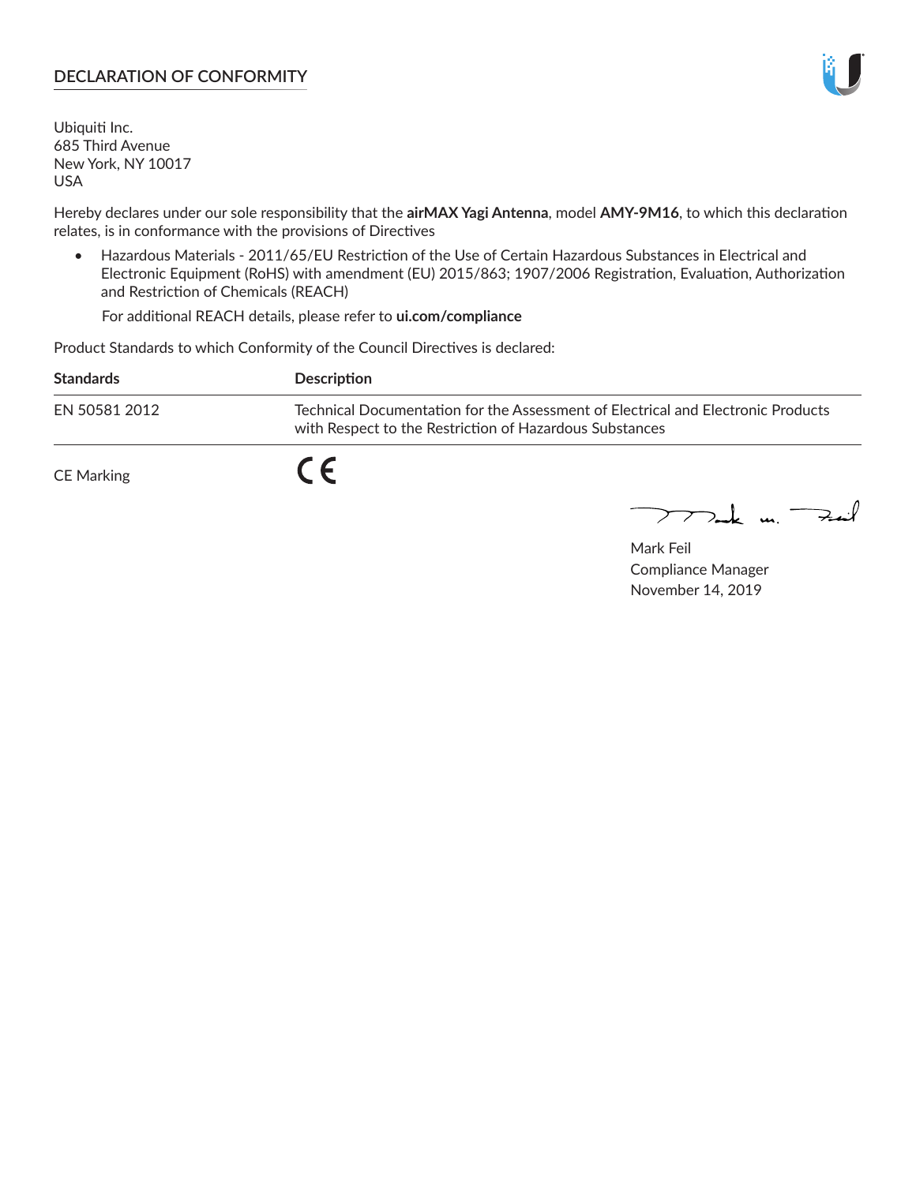## DECLARATION OF CONFORMITY

Ubiquiti Inc.
685 Third Avenue
New York, NY 10017
USA

Hereby declares under our sole responsibility that the **airMAX Yagi Antenna**, model **AMY-9M16**, to which this declaration relates, is in conformance with the provisions of Directives

- Hazardous Materials - 2011/65/EU Restriction of the Use of Certain Hazardous Substances in Electrical and Electronic Equipment (RoHS) with amendment (EU) 2015/863; 1907/2006 Registration, Evaluation, Authorization and Restriction of Chemicals (REACH)

  For additional REACH details, please refer to **ui.com/compliance**

Product Standards to which Conformity of the Council Directives is declared:

| Standards | Description |
|---|---|
| EN 50581 2012 | Technical Documentation for the Assessment of Electrical and Electronic Products with Respect to the Restriction of Hazardous Substances |

CE Marking CE

Mark Feil
Compliance Manager
November 14, 2019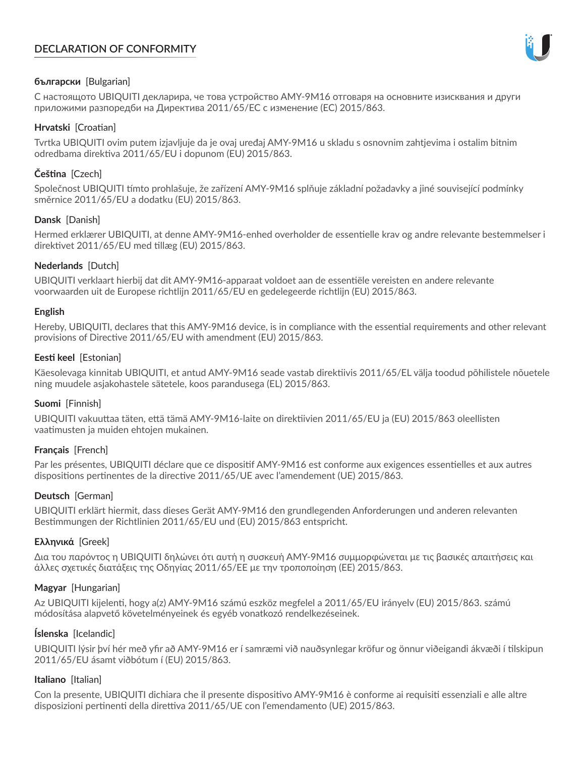# DECLARATION OF CONFORMITY

**български** [Bulgarian]

С настоящото UBIQUITI декларира, че това устройство AMY-9M16 отговаря на основните изисквания и други приложими разпоредби на Директива 2011/65/ЕС с изменение (ЕС) 2015/863.

**Hrvatski** [Croatian]

Tvrtka UBIQUITI ovim putem izjavljuje da je ovaj uređaj AMY-9M16 u skladu s osnovnim zahtjevima i ostalim bitnim odredbama direktiva 2011/65/EU i dopunom (EU) 2015/863.

**Čeština** [Czech]

Společnost UBIQUITI tímto prohlašuje, že zařízení AMY-9M16 splňuje základní požadavky a jiné související podmínky směrnice 2011/65/EU a dodatku (EU) 2015/863.

**Dansk** [Danish]

Hermed erklærer UBIQUITI, at denne AMY-9M16-enhed overholder de essentielle krav og andre relevante bestemmelser i direktivet 2011/65/EU med tillæg (EU) 2015/863.

**Nederlands** [Dutch]

UBIQUITI verklaart hierbij dat dit AMY-9M16-apparaat voldoet aan de essentiële vereisten en andere relevante voorwaarden uit de Europese richtlijn 2011/65/EU en gedelegeerde richtlijn (EU) 2015/863.

**English**

Hereby, UBIQUITI, declares that this AMY-9M16 device, is in compliance with the essential requirements and other relevant provisions of Directive 2011/65/EU with amendment (EU) 2015/863.

**Eesti keel** [Estonian]

Käesolevaga kinnitab UBIQUITI, et antud AMY-9M16 seade vastab direktiivis 2011/65/EL välja toodud põhilistele nõuetele ning muudele asjakohastele sätetele, koos parandusega (EL) 2015/863.

**Suomi** [Finnish]

UBIQUITI vakuuttaa täten, että tämä AMY-9M16-laite on direktiivien 2011/65/EU ja (EU) 2015/863 oleellisten vaatimusten ja muiden ehtojen mukainen.

**Français** [French]

Par les présentes, UBIQUITI déclare que ce dispositif AMY-9M16 est conforme aux exigences essentielles et aux autres dispositions pertinentes de la directive 2011/65/UE avec l'amendement (UE) 2015/863.

**Deutsch** [German]

UBIQUITI erklärt hiermit, dass dieses Gerät AMY-9M16 den grundlegenden Anforderungen und anderen relevanten Bestimmungen der Richtlinien 2011/65/EU und (EU) 2015/863 entspricht.

**Ελληνικά** [Greek]

Δια του παρόντος η UBIQUITI δηλώνει ότι αυτή η συσκευή AMY-9M16 συμμορφώνεται με τις βασικές απαιτήσεις και άλλες σχετικές διατάξεις της Οδηγίας 2011/65/ΕΕ με την τροποποίηση (ΕΕ) 2015/863.

**Magyar** [Hungarian]

Az UBIQUITI kijelenti, hogy a(z) AMY-9M16 számú eszköz megfelel a 2011/65/EU irányelv (EU) 2015/863. számú módosítása alapvető követelményeinek és egyéb vonatkozó rendelkezéseinek.

**Íslenska** [Icelandic]

UBIQUITI lýsir því hér með yfir að AMY-9M16 er í samræmi við nauðsynlegar kröfur og önnur viðeigandi ákvæði í tilskipun 2011/65/EU ásamt viðbótum í (EU) 2015/863.

**Italiano** [Italian]

Con la presente, UBIQUITI dichiara che il presente dispositivo AMY-9M16 è conforme ai requisiti essenziali e alle altre disposizioni pertinenti della direttiva 2011/65/UE con l'emendamento (UE) 2015/863.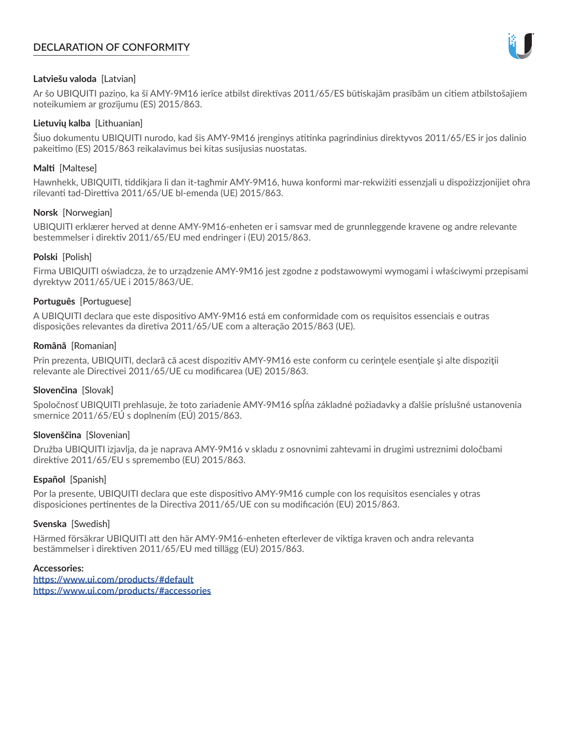## DECLARATION OF CONFORMITY

**Latviešu valoda** [Latvian]

Ar šo UBIQUITI paziņo, ka šī AMY-9M16 ierīce atbilst direktīvas 2011/65/ES būtiskajām prasībām un citiem atbilstošajiem noteikumiem ar grozījumu (ES) 2015/863.

**Lietuvių kalba** [Lithuanian]

Šiuo dokumentu UBIQUITI nurodo, kad šis AMY-9M16 įrenginys atitinka pagrindinius direktyvos 2011/65/ES ir jos dalinio pakeitimo (ES) 2015/863 reikalavimus bei kitas susijusias nuostatas.

**Malti** [Maltese]

Hawnhekk, UBIQUITI, tiddikjara li dan it-tagħmir AMY-9M16, huwa konformi mar-rekwiżiti essenzjali u dispożizzjonijiet oħra rilevanti tad-Direttiva 2011/65/UE bl-emenda (UE) 2015/863.

**Norsk** [Norwegian]

UBIQUITI erklærer herved at denne AMY-9M16-enheten er i samsvar med de grunnleggende kravene og andre relevante bestemmelser i direktiv 2011/65/EU med endringer i (EU) 2015/863.

**Polski** [Polish]

Firma UBIQUITI oświadcza, że to urządzenie AMY-9M16 jest zgodne z podstawowymi wymogami i właściwymi przepisami dyrektyw 2011/65/UE i 2015/863/UE.

**Português** [Portuguese]

A UBIQUITI declara que este dispositivo AMY-9M16 está em conformidade com os requisitos essenciais e outras disposições relevantes da diretiva 2011/65/UE com a alteração 2015/863 (UE).

**Română** [Romanian]

Prin prezenta, UBIQUITI, declară că acest dispozitiv AMY-9M16 este conform cu cerinţele esenţiale şi alte dispoziţii relevante ale Directivei 2011/65/UE cu modificarea (UE) 2015/863.

**Slovenčina** [Slovak]

Spoločnosť UBIQUITI prehlasuje, že toto zariadenie AMY-9M16 spĺňa základné požiadavky a ďalšie príslušné ustanovenia smernice 2011/65/EÚ s doplnením (EÚ) 2015/863.

**Slovenščina** [Slovenian]

Družba UBIQUITI izjavlja, da je naprava AMY-9M16 v skladu z osnovnimi zahtevami in drugimi ustreznimi določbami direktive 2011/65/EU s spremembo (EU) 2015/863.

**Español** [Spanish]

Por la presente, UBIQUITI declara que este dispositivo AMY-9M16 cumple con los requisitos esenciales y otras disposiciones pertinentes de la Directiva 2011/65/UE con su modificación (EU) 2015/863.

**Svenska** [Swedish]

Härmed försäkrar UBIQUITI att den här AMY-9M16-enheten efterlever de viktiga kraven och andra relevanta bestämmelser i direktiven 2011/65/EU med tillägg (EU) 2015/863.

**Accessories:**
**https://www.ui.com/products/#default**
**https://www.ui.com/products/#accessories**